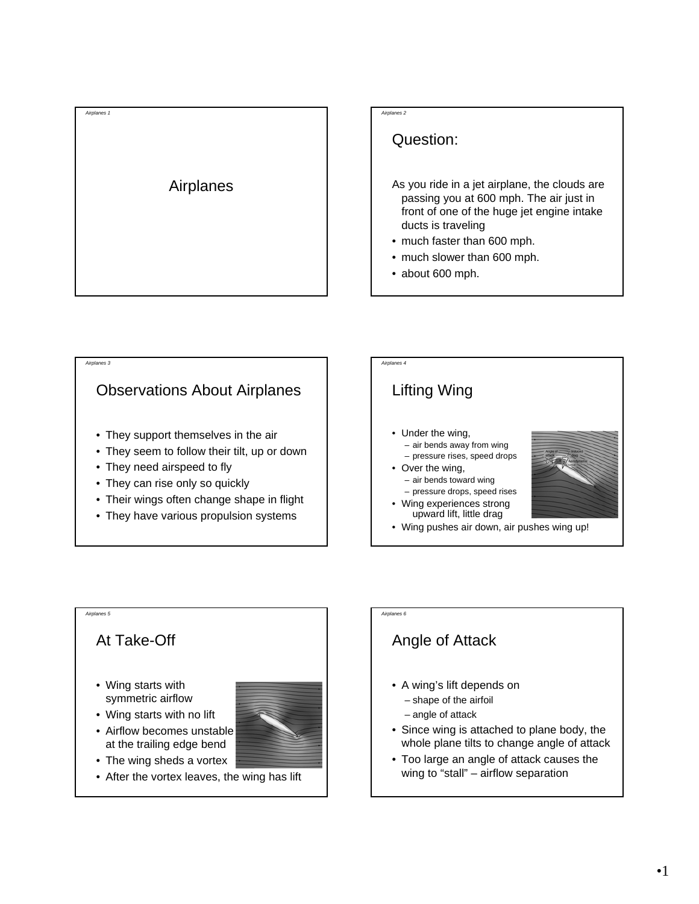# Airplanes

## Question:

As you ride in a jet airplane, the clouds are passing you at 600 mph. The air just in front of one of the huge jet engine intake ducts is traveling

- much faster than 600 mph.
- much slower than 600 mph.
- about 600 mph.

## Observations About Airplanes

- They support themselves in the air
- They seem to follow their tilt, up or down
- They need airspeed to fly
- They can rise only so quickly
- Their wings often change shape in flight
- They have various propulsion systems

## Lifting Wing

- Under the wing,
  - air bends away from wing
  - pressure rises, speed drops
- Over the wing,
  - air bends toward wing
  - pressure drops, speed rises
- Wing experiences strong upward lift, little drag
- Wing pushes air down, air pushes wing up!

## At Take-Off

- Wing starts with symmetric airflow
- Wing starts with no lift
- Airflow becomes unstable at the trailing edge bend
- The wing sheds a vortex
- After the vortex leaves, the wing has lift

## Angle of Attack

- A wing's lift depends on
  - shape of the airfoil
  - angle of attack
- Since wing is attached to plane body, the whole plane tilts to change angle of attack
- Too large an angle of attack causes the wing to "stall" – airflow separation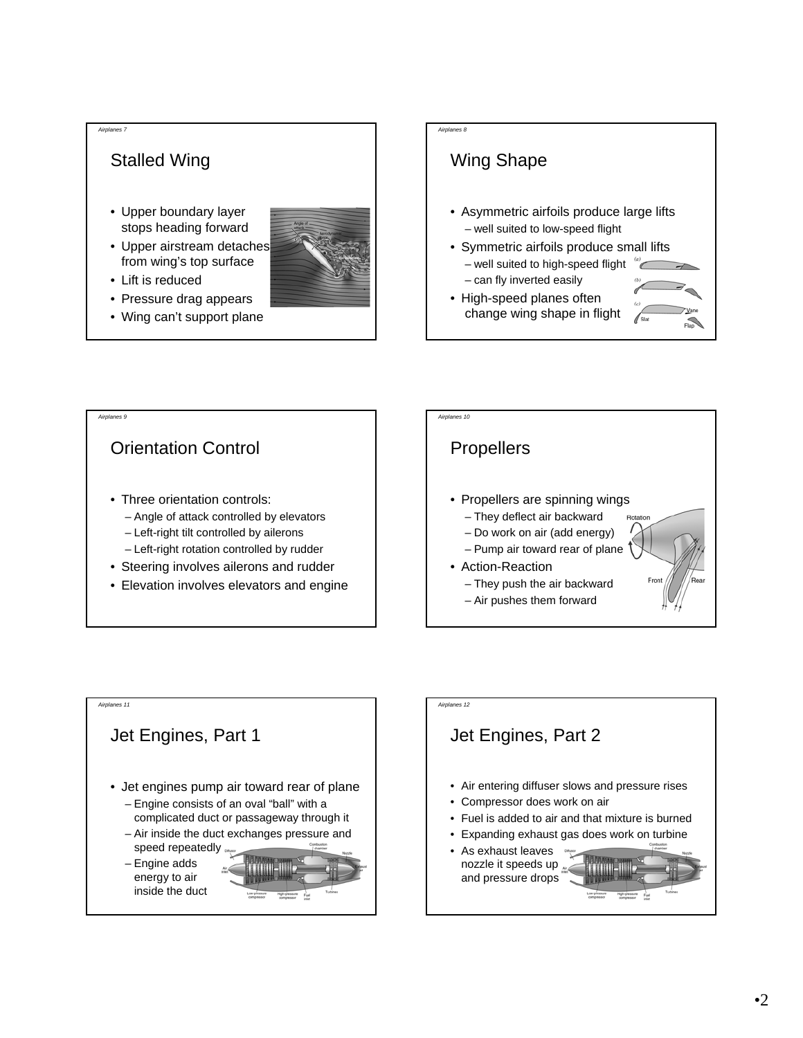## Stalled Wing

- Upper boundary layer stops heading forward
- Upper airstream detaches from wing's top surface
- Lift is reduced
- Pressure drag appears
- Wing can't support plane

## Wing Shape

- Asymmetric airfoils produce large lifts
  - well suited to low-speed flight
- Symmetric airfoils produce small lifts
  - well suited to high-speed flight
  - can fly inverted easily
- High-speed planes often change wing shape in flight

## Orientation Control

- Three orientation controls:
  - Angle of attack controlled by elevators
  - Left-right tilt controlled by ailerons
  - Left-right rotation controlled by rudder
- Steering involves ailerons and rudder
- Elevation involves elevators and engine

## Propellers

- Propellers are spinning wings
  - They deflect air backward
  - Do work on air (add energy)
  - Pump air toward rear of plane
- Action-Reaction
  - They push the air backward
  - Air pushes them forward

## Jet Engines, Part 1

- Jet engines pump air toward rear of plane
  - Engine consists of an oval "ball" with a complicated duct or passageway through it
  - Air inside the duct exchanges pressure and speed repeatedly
  - Engine adds energy to air inside the duct

## Jet Engines, Part 2

- Air entering diffuser slows and pressure rises
- Compressor does work on air
- Fuel is added to air and that mixture is burned
- Expanding exhaust gas does work on turbine
- As exhaust leaves nozzle it speeds up and pressure drops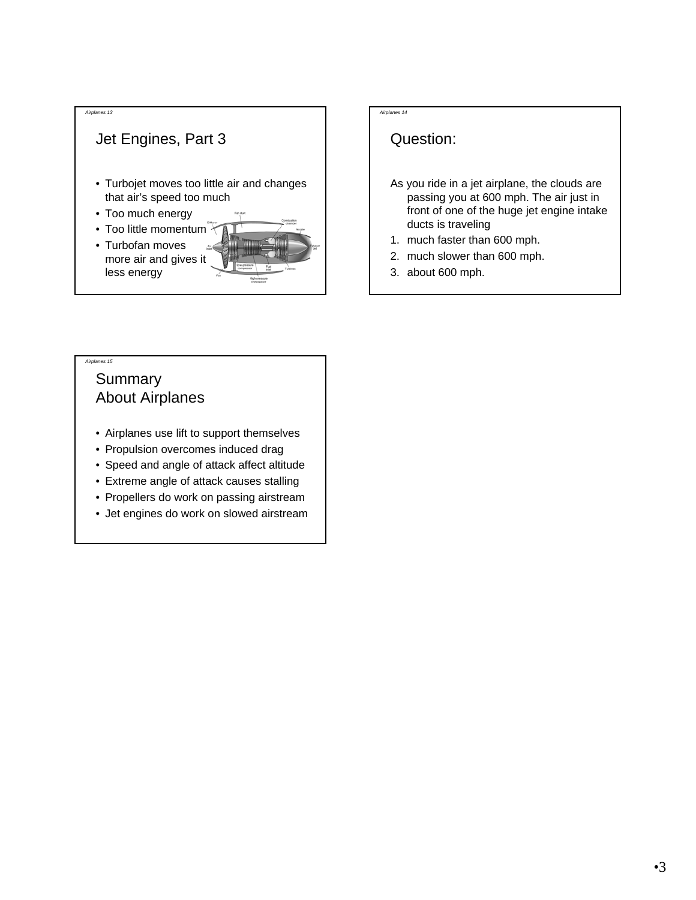*Airplanes 13*

## Jet Engines, Part 3

- Turbojet moves too little air and changes that air's speed too much
- Too much energy
- Too little momentum
- Turbofan moves more air and gives it less energy

Fan duct
Diffuser
Combustion chamber
Nozzle
Air inlet
Exhaust jet
Low-pressure compressor
Fuel inlet
Turbines
Fan
High-pressure compressor

*Airplanes 14*

## Question:

As you ride in a jet airplane, the clouds are passing you at 600 mph. The air just in front of one of the huge jet engine intake ducts is traveling

1. much faster than 600 mph.
2. much slower than 600 mph.
3. about 600 mph.

*Airplanes 15*

## Summary About Airplanes

- Airplanes use lift to support themselves
- Propulsion overcomes induced drag
- Speed and angle of attack affect altitude
- Extreme angle of attack causes stalling
- Propellers do work on passing airstream
- Jet engines do work on slowed airstream